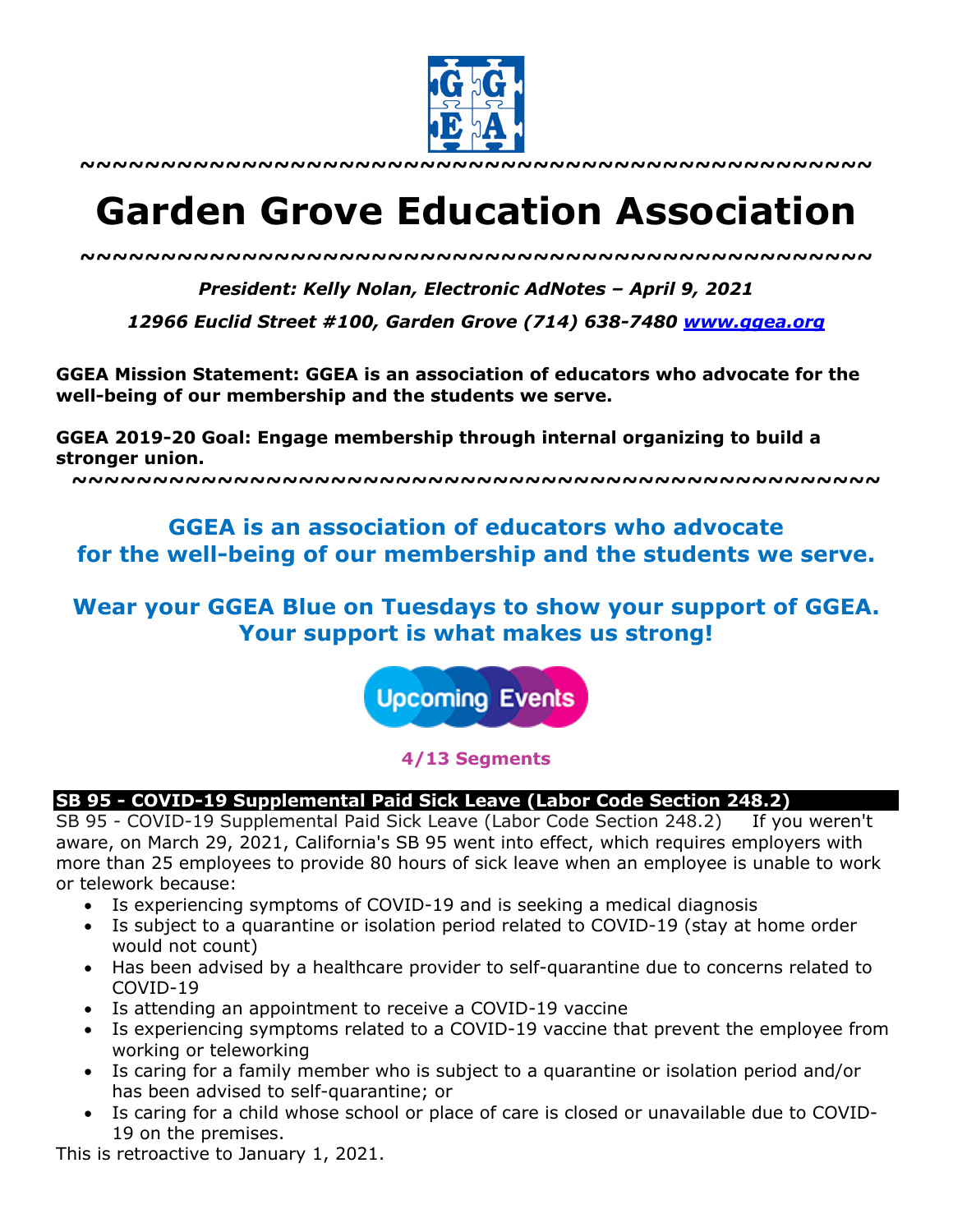~~~~~~~~~~~~~~~~~~~~~~~~~~~~~~~~~~~~~~~~~~~~~~~~~~

# Garden Grove Education Association

~~~~~~~~~~~~~~~~~~~~~~~~~~~~~~~~~~~~~~~~~~~~~~~~~~

***President: Kelly Nolan, Electronic AdNotes – April 9, 2021***

***12966 Euclid Street #100, Garden Grove (714) 638-7480 [www.ggea.org](http://www.ggea.org)***

**GGEA Mission Statement: GGEA is an association of educators who advocate for the well-being of our membership and the students we serve.**

**GGEA 2019-20 Goal: Engage membership through internal organizing to build a stronger union.**

~~~~~~~~~~~~~~~~~~~~~~~~~~~~~~~~~~~~~~~~~~~~~~~~~~

## GGEA is an association of educators who advocate for the well-being of our membership and the students we serve.

## Wear your GGEA Blue on Tuesdays to show your support of GGEA. Your support is what makes us strong!

Upcoming Events

**4/13 Segments**

### SB 95 - COVID-19 Supplemental Paid Sick Leave (Labor Code Section 248.2)

SB 95 - COVID-19 Supplemental Paid Sick Leave (Labor Code Section 248.2) If you weren't aware, on March 29, 2021, California's SB 95 went into effect, which requires employers with more than 25 employees to provide 80 hours of sick leave when an employee is unable to work or telework because:

- Is experiencing symptoms of COVID-19 and is seeking a medical diagnosis
- Is subject to a quarantine or isolation period related to COVID-19 (stay at home order would not count)
- Has been advised by a healthcare provider to self-quarantine due to concerns related to COVID-19
- Is attending an appointment to receive a COVID-19 vaccine
- Is experiencing symptoms related to a COVID-19 vaccine that prevent the employee from working or teleworking
- Is caring for a family member who is subject to a quarantine or isolation period and/or has been advised to self-quarantine; or
- Is caring for a child whose school or place of care is closed or unavailable due to COVID-19 on the premises.

This is retroactive to January 1, 2021.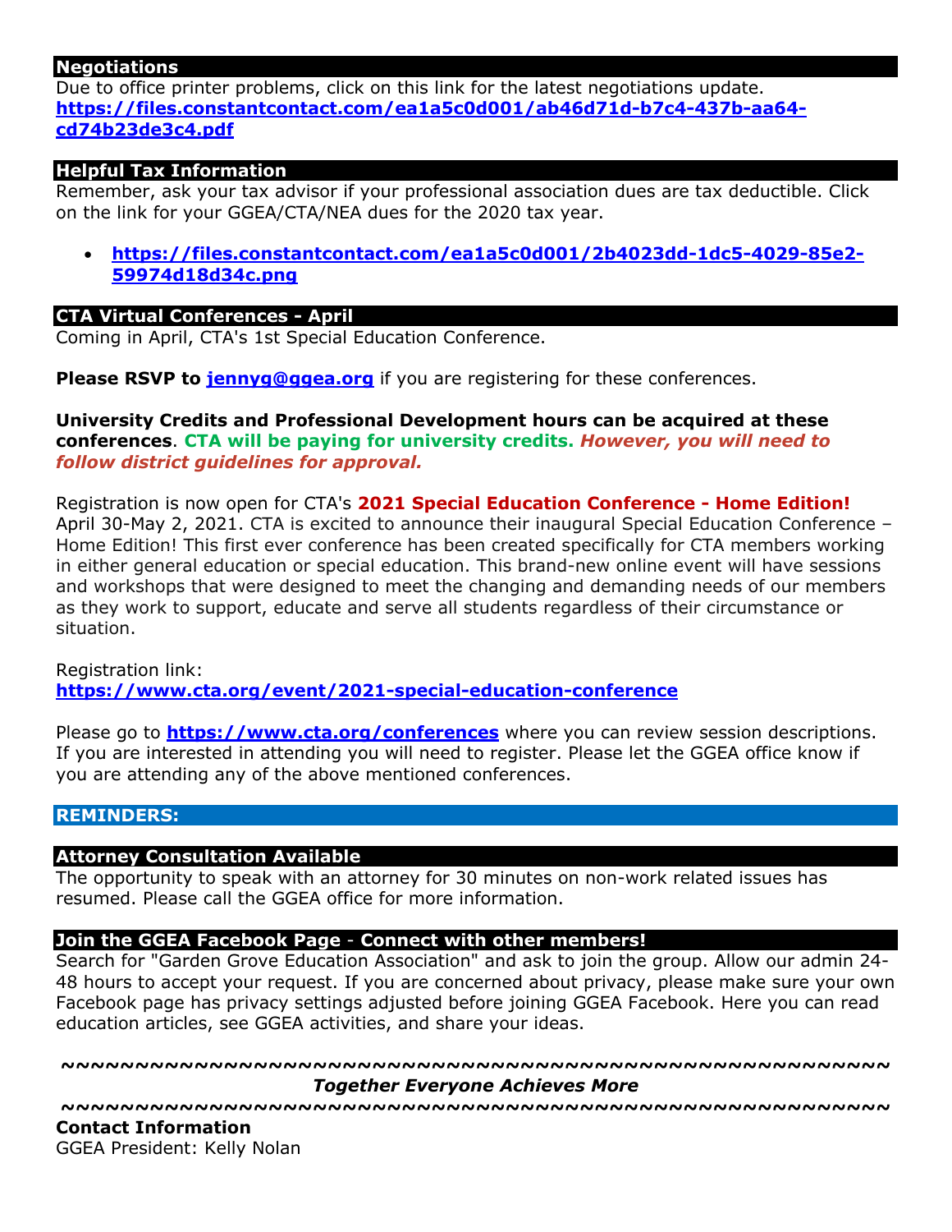## Negotiations

Due to office printer problems, click on this link for the latest negotiations update. **https://files.constantcontact.com/ea1a5c0d001/ab46d71d-b7c4-437b-aa64-cd74b23de3c4.pdf**

## Helpful Tax Information

Remember, ask your tax advisor if your professional association dues are tax deductible. Click on the link for your GGEA/CTA/NEA dues for the 2020 tax year.

- **https://files.constantcontact.com/ea1a5c0d001/2b4023dd-1dc5-4029-85e2-59974d18d34c.png**

## CTA Virtual Conferences - April

Coming in April, CTA's 1st Special Education Conference.

**Please RSVP to jennyg@ggea.org** if you are registering for these conferences.

**University Credits and Professional Development hours can be acquired at these conferences**. **CTA will be paying for university credits.** ***However, you will need to follow district guidelines for approval.***

Registration is now open for CTA's **2021 Special Education Conference - Home Edition!** April 30-May 2, 2021. CTA is excited to announce their inaugural Special Education Conference – Home Edition! This first ever conference has been created specifically for CTA members working in either general education or special education. This brand-new online event will have sessions and workshops that were designed to meet the changing and demanding needs of our members as they work to support, educate and serve all students regardless of their circumstance or situation.

Registration link:
**https://www.cta.org/event/2021-special-education-conference**

Please go to **https://www.cta.org/conferences** where you can review session descriptions. If you are interested in attending you will need to register. Please let the GGEA office know if you are attending any of the above mentioned conferences.

## REMINDERS:

## Attorney Consultation Available

The opportunity to speak with an attorney for 30 minutes on non-work related issues has resumed. Please call the GGEA office for more information.

## Join the GGEA Facebook Page - Connect with other members!

Search for "Garden Grove Education Association" and ask to join the group. Allow our admin 24-48 hours to accept your request. If you are concerned about privacy, please make sure your own Facebook page has privacy settings adjusted before joining GGEA Facebook. Here you can read education articles, see GGEA activities, and share your ideas.

~~~~~~~~~~~~~~~~~~~~~~~~~~~~~~~~~~~~~~~~~~~~~~~~~~~~

***Together Everyone Achieves More***

~~~~~~~~~~~~~~~~~~~~~~~~~~~~~~~~~~~~~~~~~~~~~~~~~~~~

**Contact Information**

GGEA President: Kelly Nolan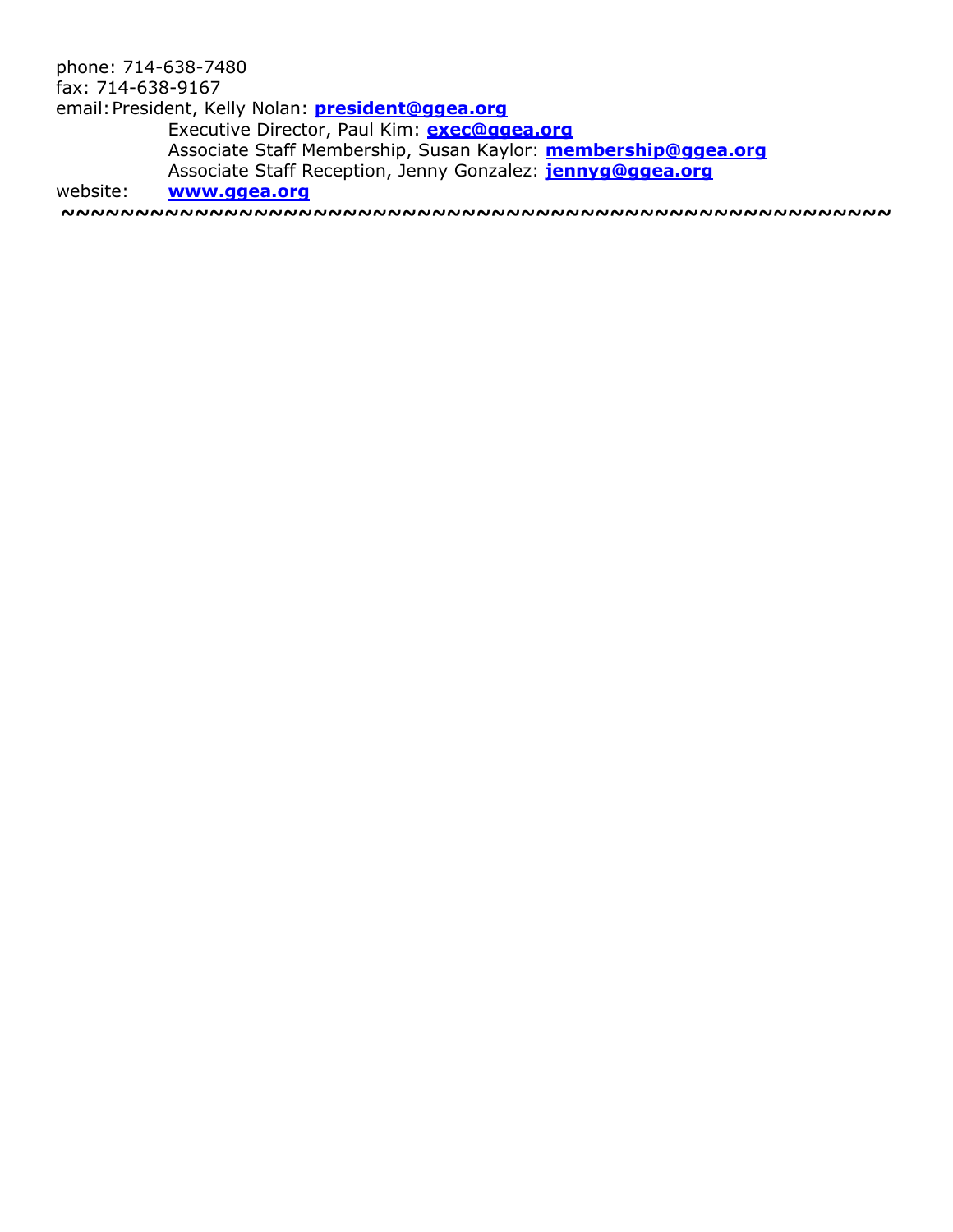phone: 714-638-7480
fax: 714-638-9167
email: President, Kelly Nolan: **president@ggea.org**
Executive Director, Paul Kim: **exec@ggea.org**
Associate Staff Membership, Susan Kaylor: **membership@ggea.org**
Associate Staff Reception, Jenny Gonzalez: **jennyg@ggea.org**
website: **www.ggea.org**

~~~~~~~~~~~~~~~~~~~~~~~~~~~~~~~~~~~~~~~~~~~~~~~~~~~~~~~~~~~~